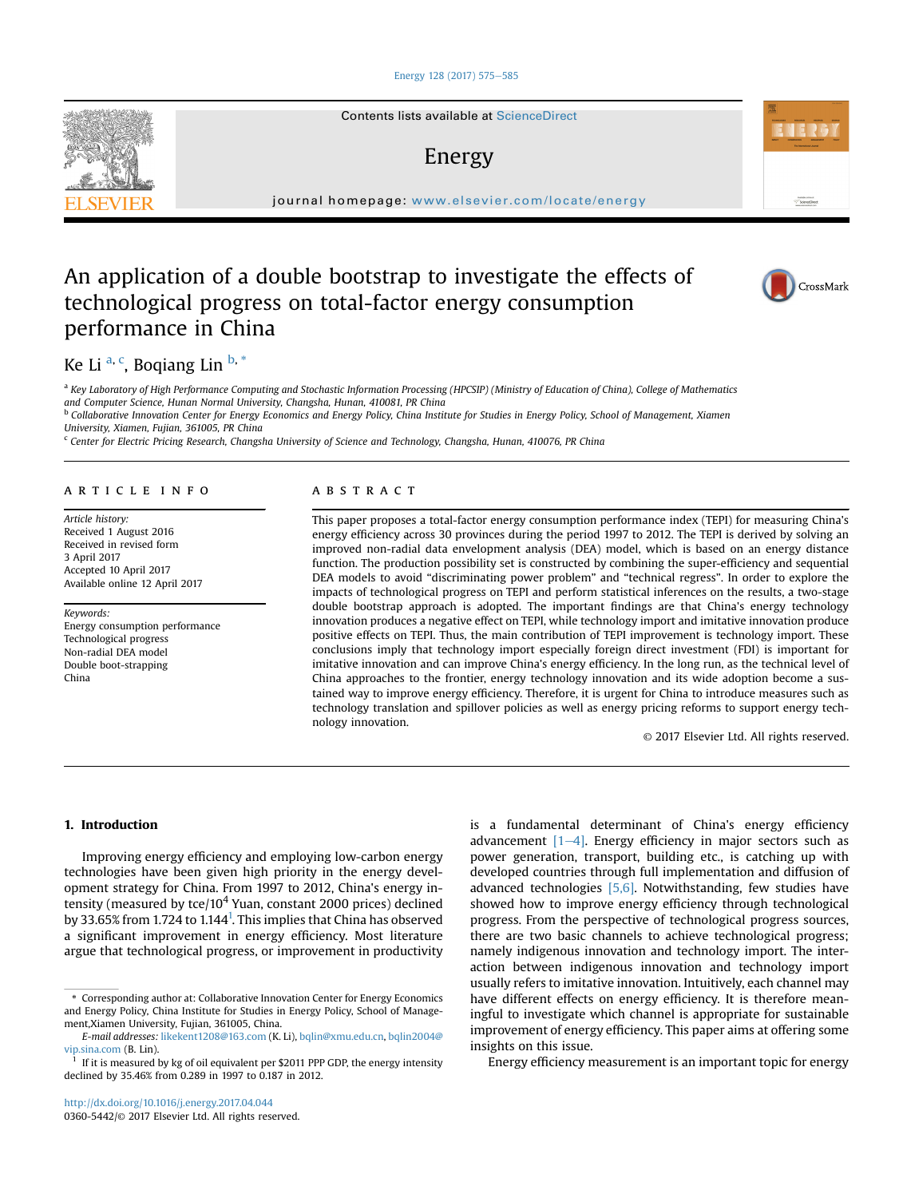# An application of a double bootstrap to investigate the effects of technological progress on total-factor energy consumption performance in China

Ke Li [a, c], Boqiang Lin [b, *]

[a] Key Laboratory of High Performance Computing and Stochastic Information Processing (HPCSIP) (Ministry of Education of China), College of Mathematics and Computer Science, Hunan Normal University, Changsha, Hunan, 410081, PR China

[b] Collaborative Innovation Center for Energy Economics and Energy Policy, China Institute for Studies in Energy Policy, School of Management, Xiamen University, Xiamen, Fujian, 361005, PR China

[c] Center for Electric Pricing Research, Changsha University of Science and Technology, Changsha, Hunan, 410076, PR China

## ARTICLE INFO

*Article history:*
Received 1 August 2016
Received in revised form
3 April 2017
Accepted 10 April 2017
Available online 12 April 2017

*Keywords:*
Energy consumption performance
Technological progress
Non-radial DEA model
Double boot-strapping
China

## ABSTRACT

This paper proposes a total-factor energy consumption performance index (TEPI) for measuring China's energy efficiency across 30 provinces during the period 1997 to 2012. The TEPI is derived by solving an improved non-radial data envelopment analysis (DEA) model, which is based on an energy distance function. The production possibility set is constructed by combining the super-efficiency and sequential DEA models to avoid "discriminating power problem" and "technical regress". In order to explore the impacts of technological progress on TEPI and perform statistical inferences on the results, a two-stage double bootstrap approach is adopted. The important findings are that China's energy technology innovation produces a negative effect on TEPI, while technology import and imitative innovation produce positive effects on TEPI. Thus, the main contribution of TEPI improvement is technology import. These conclusions imply that technology import especially foreign direct investment (FDI) is important for imitative innovation and can improve China's energy efficiency. In the long run, as the technical level of China approaches to the frontier, energy technology innovation and its wide adoption become a sustained way to improve energy efficiency. Therefore, it is urgent for China to introduce measures such as technology translation and spillover policies as well as energy pricing reforms to support energy technology innovation.

© 2017 Elsevier Ltd. All rights reserved.

## 1. Introduction

Improving energy efficiency and employing low-carbon energy technologies have been given high priority in the energy development strategy for China. From 1997 to 2012, China's energy intensity (measured by tce/$10^4$ Yuan, constant 2000 prices) declined by 33.65% from 1.724 to 1.144[1]. This implies that China has observed a significant improvement in energy efficiency. Most literature argue that technological progress, or improvement in productivity is a fundamental determinant of China's energy efficiency advancement [1–4]. Energy efficiency in major sectors such as power generation, transport, building etc., is catching up with developed countries through full implementation and diffusion of advanced technologies [5,6]. Notwithstanding, few studies have showed how to improve energy efficiency through technological progress. From the perspective of technological progress sources, there are two basic channels to achieve technological progress; namely indigenous innovation and technology import. The interaction between indigenous innovation and technology import usually refers to imitative innovation. Intuitively, each channel may have different effects on energy efficiency. It is therefore meaningful to investigate which channel is appropriate for sustainable improvement of energy efficiency. This paper aims at offering some insights on this issue.

Energy efficiency measurement is an important topic for energy

---

\* Corresponding author at: Collaborative Innovation Center for Energy Economics and Energy Policy, China Institute for Studies in Energy Policy, School of Management,Xiamen University, Fujian, 361005, China.

*E-mail addresses:* likekent1208@163.com (K. Li), bqlin@xmu.edu.cn, bqlin2004@vip.sina.com (B. Lin).

[1] If it is measured by kg of oil equivalent per $2011 PPP GDP, the energy intensity declined by 35.46% from 0.289 in 1997 to 0.187 in 2012.

http://dx.doi.org/10.1016/j.energy.2017.04.044
0360-5442/© 2017 Elsevier Ltd. All rights reserved.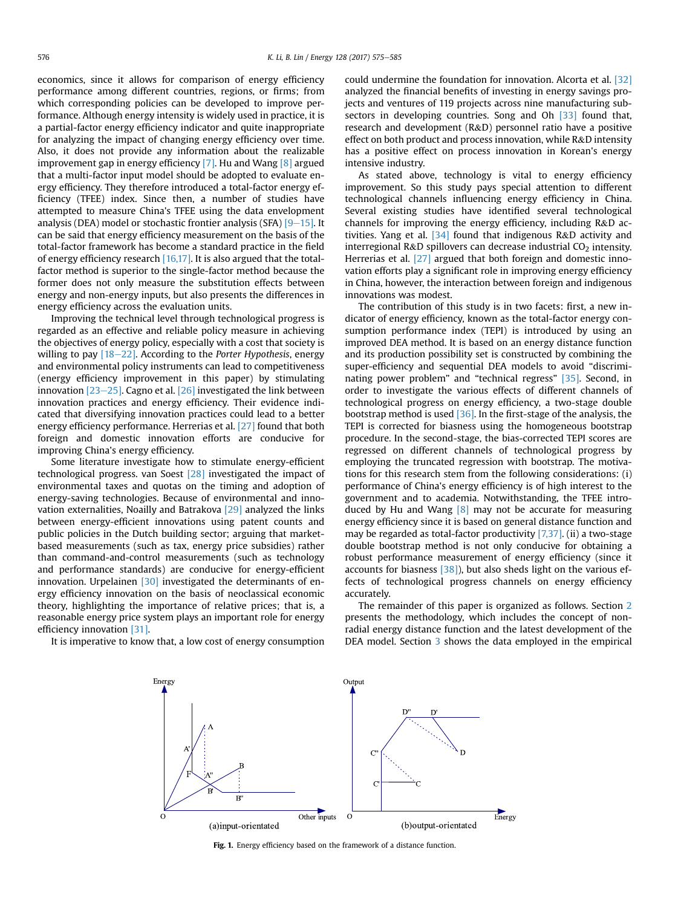economics, since it allows for comparison of energy efficiency performance among different countries, regions, or firms; from which corresponding policies can be developed to improve performance. Although energy intensity is widely used in practice, it is a partial-factor energy efficiency indicator and quite inappropriate for analyzing the impact of changing energy efficiency over time. Also, it does not provide any information about the realizable improvement gap in energy efficiency [7]. Hu and Wang [8] argued that a multi-factor input model should be adopted to evaluate energy efficiency. They therefore introduced a total-factor energy efficiency (TFEE) index. Since then, a number of studies have attempted to measure China's TFEE using the data envelopment analysis (DEA) model or stochastic frontier analysis (SFA) [9–15]. It can be said that energy efficiency measurement on the basis of the total-factor framework has become a standard practice in the field of energy efficiency research [16,17]. It is also argued that the total-factor method is superior to the single-factor method because the former does not only measure the substitution effects between energy and non-energy inputs, but also presents the differences in energy efficiency across the evaluation units.

Improving the technical level through technological progress is regarded as an effective and reliable policy measure in achieving the objectives of energy policy, especially with a cost that society is willing to pay [18–22]. According to the *Porter Hypothesis*, energy and environmental policy instruments can lead to competitiveness (energy efficiency improvement in this paper) by stimulating innovation [23–25]. Cagno et al. [26] investigated the link between innovation practices and energy efficiency. Their evidence indicated that diversifying innovation practices could lead to a better energy efficiency performance. Herrerias et al. [27] found that both foreign and domestic innovation efforts are conducive for improving China's energy efficiency.

Some literature investigate how to stimulate energy-efficient technological progress. van Soest [28] investigated the impact of environmental taxes and quotas on the timing and adoption of energy-saving technologies. Because of environmental and innovation externalities, Noailly and Batrakova [29] analyzed the links between energy-efficient innovations using patent counts and public policies in the Dutch building sector; arguing that market-based measurements (such as tax, energy price subsidies) rather than command-and-control measurements (such as technology and performance standards) are conducive for energy-efficient innovation. Urpelainen [30] investigated the determinants of energy efficiency innovation on the basis of neoclassical economic theory, highlighting the importance of relative prices; that is, a reasonable energy price system plays an important role for energy efficiency innovation [31].

It is imperative to know that, a low cost of energy consumption could undermine the foundation for innovation. Alcorta et al. [32] analyzed the financial benefits of investing in energy savings projects and ventures of 119 projects across nine manufacturing subsectors in developing countries. Song and Oh [33] found that, research and development (R&D) personnel ratio have a positive effect on both product and process innovation, while R&D intensity has a positive effect on process innovation in Korean's energy intensive industry.

As stated above, technology is vital to energy efficiency improvement. So this study pays special attention to different technological channels influencing energy efficiency in China. Several existing studies have identified several technological channels for improving the energy efficiency, including R&D activities. Yang et al. [34] found that indigenous R&D activity and interregional R&D spillovers can decrease industrial $CO_2$ intensity. Herrerias et al. [27] argued that both foreign and domestic innovation efforts play a significant role in improving energy efficiency in China, however, the interaction between foreign and indigenous innovations was modest.

The contribution of this study is in two facets: first, a new indicator of energy efficiency, known as the total-factor energy consumption performance index (TEPI) is introduced by using an improved DEA method. It is based on an energy distance function and its production possibility set is constructed by combining the super-efficiency and sequential DEA models to avoid "discriminating power problem" and "technical regress" [35]. Second, in order to investigate the various effects of different channels of technological progress on energy efficiency, a two-stage double bootstrap method is used [36]. In the first-stage of the analysis, the TEPI is corrected for biasness using the homogeneous bootstrap procedure. In the second-stage, the bias-corrected TEPI scores are regressed on different channels of technological progress by employing the truncated regression with bootstrap. The motivations for this research stem from the following considerations: (i) performance of China's energy efficiency is of high interest to the government and to academia. Notwithstanding, the TFEE introduced by Hu and Wang [8] may not be accurate for measuring energy efficiency since it is based on general distance function and may be regarded as total-factor productivity [7,37]. (ii) a two-stage double bootstrap method is not only conducive for obtaining a robust performance measurement of energy efficiency (since it accounts for biasness [38]), but also sheds light on the various effects of technological progress channels on energy efficiency accurately.

The remainder of this paper is organized as follows. Section 2 presents the methodology, which includes the concept of non-radial energy distance function and the latest development of the DEA model. Section 3 shows the data employed in the empirical

**Fig. 1.** Energy efficiency based on the framework of a distance function.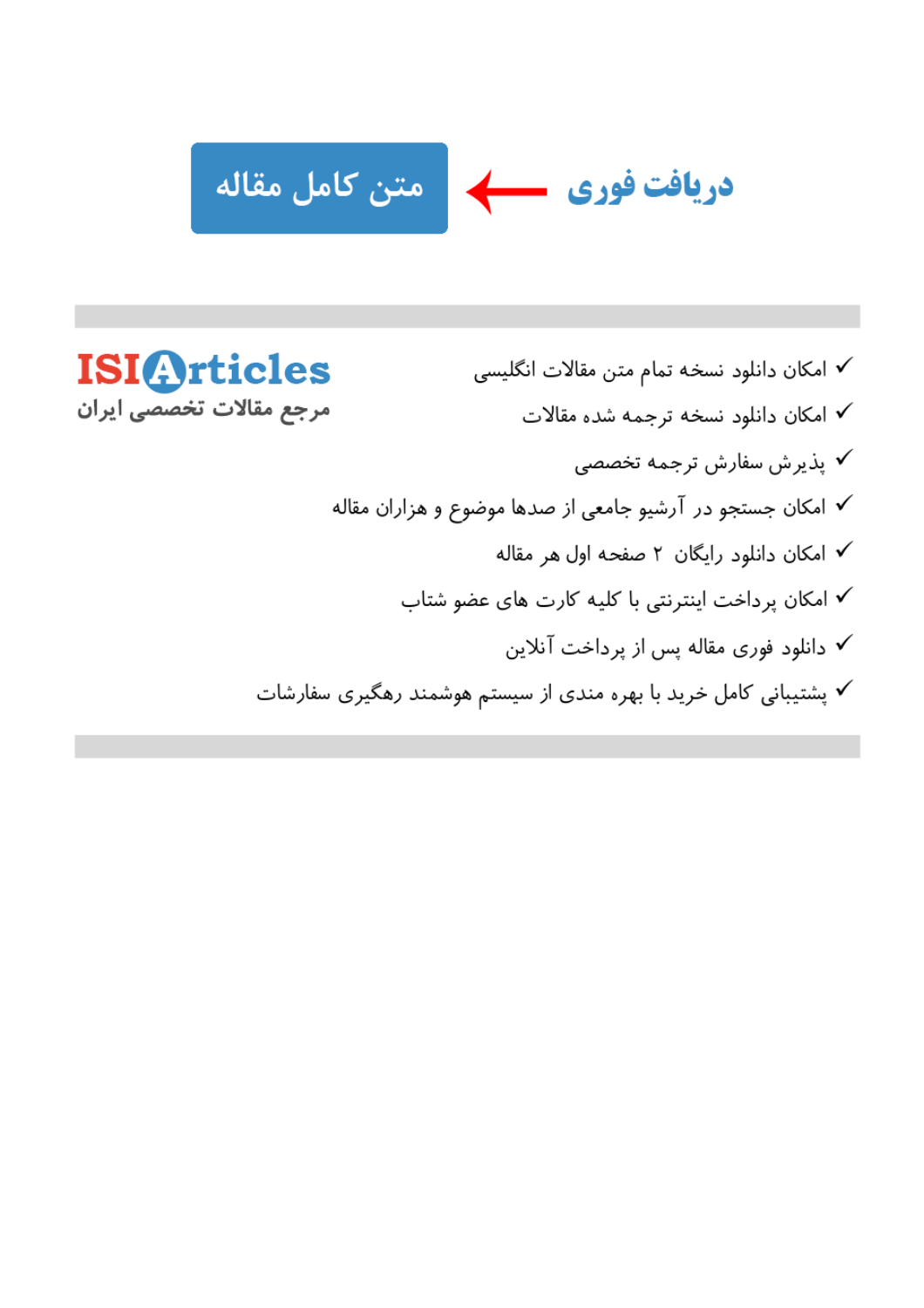دریافت فوری ← **متن کامل مقاله**

**ISIArticles**
مرجع مقالات تخصصی ایران

- ✓ امکان دانلود نسخه تمام متن مقالات انگلیسی
- ✓ امکان دانلود نسخه ترجمه شده مقالات
- ✓ پذیرش سفارش ترجمه تخصصی
- ✓ امکان جستجو در آرشیو جامعی از صدها موضوع و هزاران مقاله
- ✓ امکان دانلود رایگان ۲ صفحه اول هر مقاله
- ✓ امکان پرداخت اینترنتی با کلیه کارت های عضو شتاب
- ✓ دانلود فوری مقاله پس از پرداخت آنلاین
- ✓ پشتیبانی کامل خرید با بهره مندی از سیستم هوشمند رهگیری سفارشات